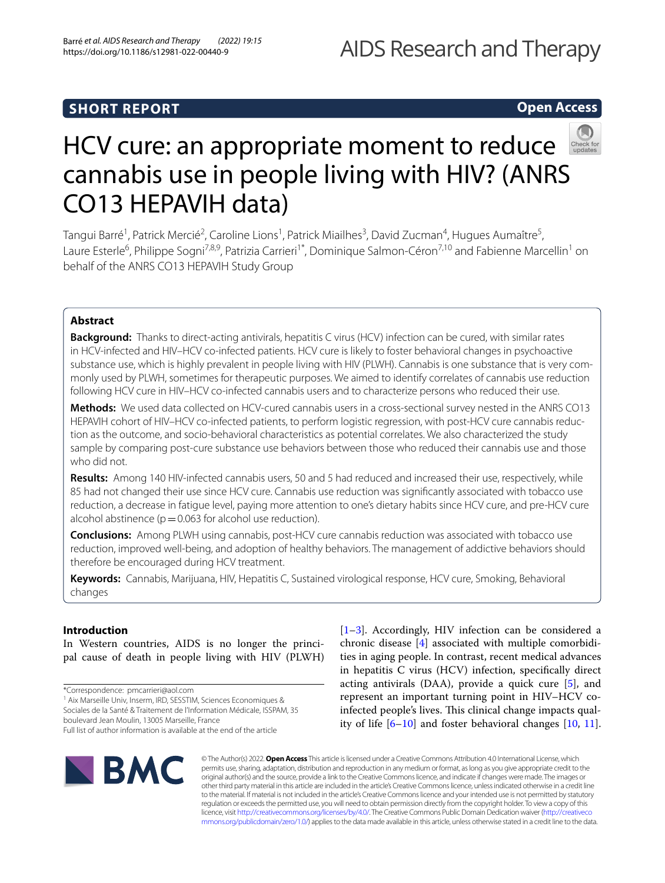SHORT REPORT

Open Access

# HCV cure: an appropriate moment to reduce cannabis use in people living with HIV? (ANRS CO13 HEPAVIH data)

Tangui Barré[1], Patrick Mercié[2], Caroline Lions[1], Patrick Miailhes[3], David Zucman[4], Hugues Aumaître[5], Laure Esterle[6], Philippe Sogni[7,8,9], Patrizia Carrieri[1*], Dominique Salmon-Céron[7,10] and Fabienne Marcellin[1] on behalf of the ANRS CO13 HEPAVIH Study Group

## Abstract

**Background:** Thanks to direct-acting antivirals, hepatitis C virus (HCV) infection can be cured, with similar rates in HCV-infected and HIV–HCV co-infected patients. HCV cure is likely to foster behavioral changes in psychoactive substance use, which is highly prevalent in people living with HIV (PLWH). Cannabis is one substance that is very commonly used by PLWH, sometimes for therapeutic purposes. We aimed to identify correlates of cannabis use reduction following HCV cure in HIV–HCV co-infected cannabis users and to characterize persons who reduced their use.

**Methods:** We used data collected on HCV-cured cannabis users in a cross-sectional survey nested in the ANRS CO13 HEPAVIH cohort of HIV–HCV co-infected patients, to perform logistic regression, with post-HCV cure cannabis reduction as the outcome, and socio-behavioral characteristics as potential correlates. We also characterized the study sample by comparing post-cure substance use behaviors between those who reduced their cannabis use and those who did not.

**Results:** Among 140 HIV-infected cannabis users, 50 and 5 had reduced and increased their use, respectively, while 85 had not changed their use since HCV cure. Cannabis use reduction was significantly associated with tobacco use reduction, a decrease in fatigue level, paying more attention to one's dietary habits since HCV cure, and pre-HCV cure alcohol abstinence ($p = 0.063$ for alcohol use reduction).

**Conclusions:** Among PLWH using cannabis, post-HCV cure cannabis reduction was associated with tobacco use reduction, improved well-being, and adoption of healthy behaviors. The management of addictive behaviors should therefore be encouraged during HCV treatment.

**Keywords:** Cannabis, Marijuana, HIV, Hepatitis C, Sustained virological response, HCV cure, Smoking, Behavioral changes

## Introduction

In Western countries, AIDS is no longer the principal cause of death in people living with HIV (PLWH) [1–3]. Accordingly, HIV infection can be considered a chronic disease [4] associated with multiple comorbidities in aging people. In contrast, recent medical advances in hepatitis C virus (HCV) infection, specifically direct acting antivirals (DAA), provide a quick cure [5], and represent an important turning point in HIV–HCV co-infected people's lives. This clinical change impacts quality of life [6–10] and foster behavioral changes [10, 11].

*Correspondence: pmcarrieri@aol.com

[1] Aix Marseille Univ, Inserm, IRD, SESSTIM, Sciences Economiques & Sociales de la Santé & Traitement de l'Information Médicale, ISSPAM, 35 boulevard Jean Moulin, 13005 Marseille, France

Full list of author information is available at the end of the article

© The Author(s) 2022. **Open Access** This article is licensed under a Creative Commons Attribution 4.0 International License, which permits use, sharing, adaptation, distribution and reproduction in any medium or format, as long as you give appropriate credit to the original author(s) and the source, provide a link to the Creative Commons licence, and indicate if changes were made. The images or other third party material in this article are included in the article's Creative Commons licence, unless indicated otherwise in a credit line to the material. If material is not included in the article's Creative Commons licence and your intended use is not permitted by statutory regulation or exceeds the permitted use, you will need to obtain permission directly from the copyright holder. To view a copy of this licence, visit http://creativecommons.org/licenses/by/4.0/. The Creative Commons Public Domain Dedication waiver (http://creativecommons.org/publicdomain/zero/1.0/) applies to the data made available in this article, unless otherwise stated in a credit line to the data.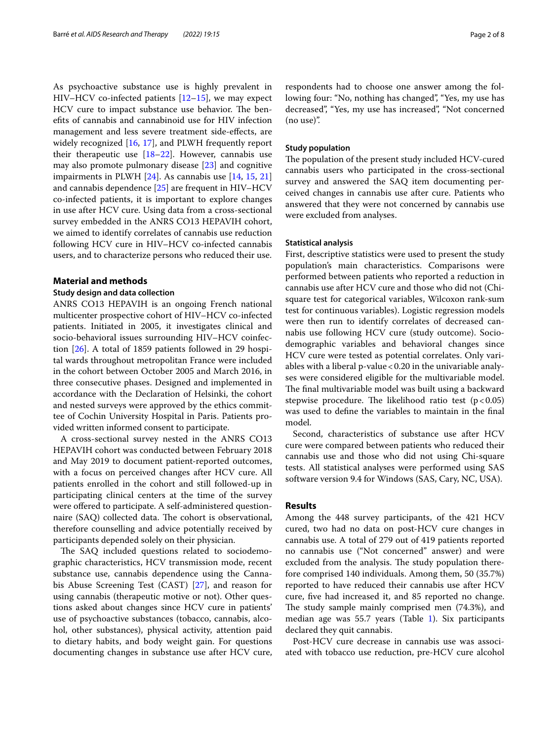As psychoactive substance use is highly prevalent in HIV–HCV co-infected patients [12–15], we may expect HCV cure to impact substance use behavior. The benefits of cannabis and cannabinoid use for HIV infection management and less severe treatment side-effects, are widely recognized [16, 17], and PLWH frequently report their therapeutic use [18–22]. However, cannabis use may also promote pulmonary disease [23] and cognitive impairments in PLWH [24]. As cannabis use [14, 15, 21] and cannabis dependence [25] are frequent in HIV–HCV co-infected patients, it is important to explore changes in use after HCV cure. Using data from a cross-sectional survey embedded in the ANRS CO13 HEPAVIH cohort, we aimed to identify correlates of cannabis use reduction following HCV cure in HIV–HCV co-infected cannabis users, and to characterize persons who reduced their use.

## Material and methods

### Study design and data collection

ANRS CO13 HEPAVIH is an ongoing French national multicenter prospective cohort of HIV–HCV co-infected patients. Initiated in 2005, it investigates clinical and socio-behavioral issues surrounding HIV–HCV coinfection [26]. A total of 1859 patients followed in 29 hospital wards throughout metropolitan France were included in the cohort between October 2005 and March 2016, in three consecutive phases. Designed and implemented in accordance with the Declaration of Helsinki, the cohort and nested surveys were approved by the ethics committee of Cochin University Hospital in Paris. Patients provided written informed consent to participate.

A cross-sectional survey nested in the ANRS CO13 HEPAVIH cohort was conducted between February 2018 and May 2019 to document patient-reported outcomes, with a focus on perceived changes after HCV cure. All patients enrolled in the cohort and still followed-up in participating clinical centers at the time of the survey were offered to participate. A self-administered questionnaire (SAQ) collected data. The cohort is observational, therefore counselling and advice potentially received by participants depended solely on their physician.

The SAQ included questions related to sociodemographic characteristics, HCV transmission mode, recent substance use, cannabis dependence using the Cannabis Abuse Screening Test (CAST) [27], and reason for using cannabis (therapeutic motive or not). Other questions asked about changes since HCV cure in patients' use of psychoactive substances (tobacco, cannabis, alcohol, other substances), physical activity, attention paid to dietary habits, and body weight gain. For questions documenting changes in substance use after HCV cure, respondents had to choose one answer among the following four: "No, nothing has changed", "Yes, my use has decreased", "Yes, my use has increased", "Not concerned (no use)".

### Study population

The population of the present study included HCV-cured cannabis users who participated in the cross-sectional survey and answered the SAQ item documenting perceived changes in cannabis use after cure. Patients who answered that they were not concerned by cannabis use were excluded from analyses.

### Statistical analysis

First, descriptive statistics were used to present the study population's main characteristics. Comparisons were performed between patients who reported a reduction in cannabis use after HCV cure and those who did not (Chi-square test for categorical variables, Wilcoxon rank-sum test for continuous variables). Logistic regression models were then run to identify correlates of decreased cannabis use following HCV cure (study outcome). Sociodemographic variables and behavioral changes since HCV cure were tested as potential correlates. Only variables with a liberal p-value $< 0.20$ in the univariable analyses were considered eligible for the multivariable model. The final multivariable model was built using a backward stepwise procedure. The likelihood ratio test ($p < 0.05$) was used to define the variables to maintain in the final model.

Second, characteristics of substance use after HCV cure were compared between patients who reduced their cannabis use and those who did not using Chi-square tests. All statistical analyses were performed using SAS software version 9.4 for Windows (SAS, Cary, NC, USA).

## Results

Among the 448 survey participants, of the 421 HCV cured, two had no data on post-HCV cure changes in cannabis use. A total of 279 out of 419 patients reported no cannabis use ("Not concerned" answer) and were excluded from the analysis. The study population therefore comprised 140 individuals. Among them, 50 (35.7%) reported to have reduced their cannabis use after HCV cure, five had increased it, and 85 reported no change. The study sample mainly comprised men (74.3%), and median age was 55.7 years (Table 1). Six participants declared they quit cannabis.

Post-HCV cure decrease in cannabis use was associated with tobacco use reduction, pre-HCV cure alcohol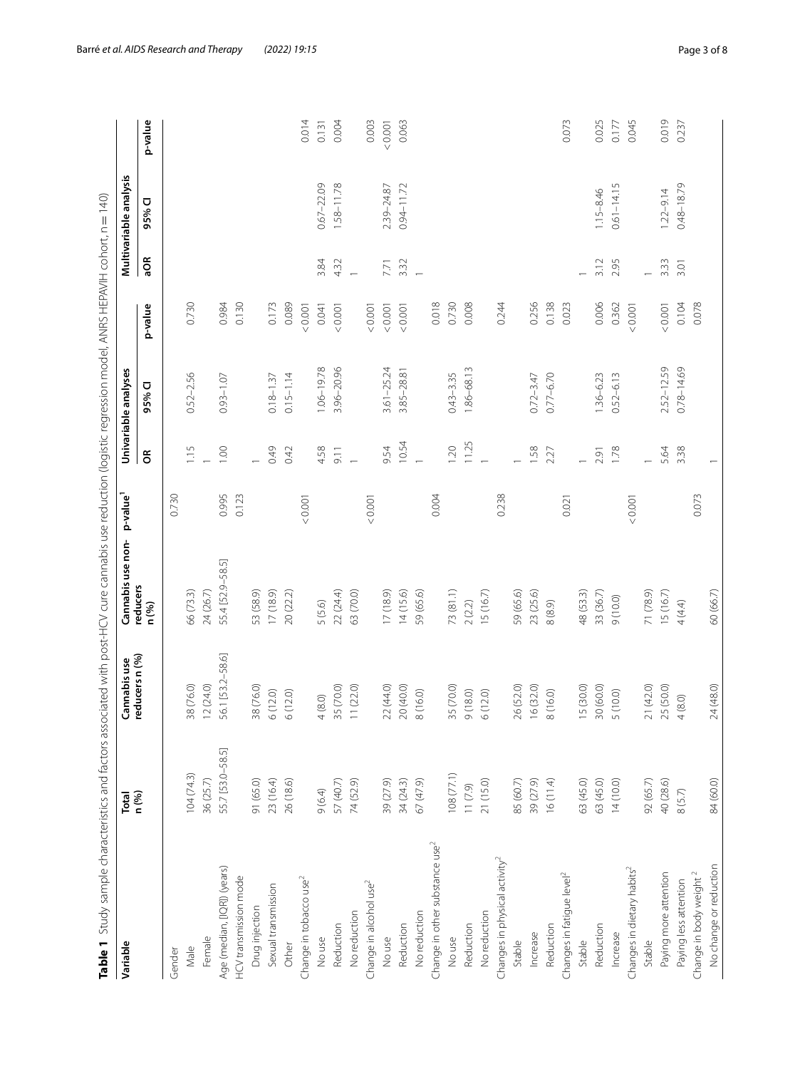**Table 1** Study sample characteristics and factors associated with post-HCV cure cannabis use reduction (logistic regression model, ANRS HEPAVIH cohort, n = 140)

| Variable | Total n (%) | Cannabis use reducers n (%) | Cannabis use non-reducers n (%) | p-value[1] | Univariable analyses | | | Multivariable analysis | | |
|---|---|---|---|---|---|---|---|---|---|---|
| | | | | | OR | 95% CI | p-value | aOR | 95% CI | p-value |
| Gender | | | | 0.730 | | | | | | |
| Male | 104 (74.3) | 38 (76.0) | 66 (73.3) | | 1.15 | 0.52–2.56 | 0.730 | | | |
| Female | 36 (25.7) | 12 (24.0) | 24 (26.7) | | 1 | | | | | |
| Age (median, [IQR]) (years) | 55.7 [53.0–58.5] | 56.1 [53.2–58.6] | 55.4 [52.9–58.5] | 0.995 | 1.00 | 0.93–1.07 | 0.984 | | | |
| HCV transmission mode | | | | 0.123 | | | 0.130 | | | |
| Drug injection | 91 (65.0) | 38 (76.0) | 53 (58.9) | | 1 | | | | | |
| Sexual transmission | 23 (16.4) | 6 (12.0) | 17 (18.9) | | 0.49 | 0.18–1.37 | 0.173 | | | |
| Other | 26 (18.6) | 6 (12.0) | 20 (22.2) | | 0.42 | 0.15–1.14 | 0.089 | | | |
| Change in tobacco use[2] | | | | < 0.001 | | | < 0.001 | | | 0.014 |
| No use | 9 (6.4) | 4 (8.0) | 5 (5.6) | | 4.58 | 1.06–19.78 | 0.041 | 3.84 | 0.67–22.09 | 0.131 |
| Reduction | 57 (40.7) | 35 (70.0) | 22 (24.4) | | 9.11 | 3.96–20.96 | < 0.001 | 4.32 | 1.58–11.78 | 0.004 |
| No reduction | 74 (52.9) | 11 (22.0) | 63 (70.0) | | 1 | | | 1 | | |
| Change in alcohol use[2] | | | | < 0.001 | | | < 0.001 | | | 0.003 |
| No use | 39 (27.9) | 22 (44.0) | 17 (18.9) | | 9.54 | 3.61–25.24 | < 0.001 | 7.71 | 2.39–24.87 | < 0.001 |
| Reduction | 34 (24.3) | 20 (40.0) | 14 (15.6) | | 10.54 | 3.85–28.81 | < 0.001 | 3.32 | 0.94–11.72 | 0.063 |
| No reduction | 67 (47.9) | 8 (16.0) | 59 (65.6) | | 1 | | | 1 | | |
| Change in other substance use[2] | | | | 0.004 | | | 0.018 | | | |
| No use | 108 (77.1) | 35 (70.0) | 73 (81.1) | | 1.20 | 0.43–3.35 | 0.730 | | | |
| Reduction | 11 (7.9) | 9 (18.0) | 2 (2.2) | | 11.25 | 1.86–68.13 | 0.008 | | | |
| No reduction | 21 (15.0) | 6 (12.0) | 15 (16.7) | | 1 | | | | | |
| Changes in physical activity[2] | | | | 0.238 | | | 0.244 | | | |
| Stable | 85 (60.7) | 26 (52.0) | 59 (65.6) | | 1 | | | | | |
| Increase | 39 (27.9) | 16 (32.0) | 23 (25.6) | | 1.58 | 0.72–3.47 | 0.256 | | | |
| Reduction | 16 (11.4) | 8 (16.0) | 8 (8.9) | | 2.27 | 0.77–6.70 | 0.138 | | | |
| Changes in fatigue level[2] | | | | 0.021 | | | 0.023 | | | 0.073 |
| Stable | 63 (45.0) | 15 (30.0) | 48 (53.3) | | 1 | | | 1 | | |
| Reduction | 63 (45.0) | 30 (60.0) | 33 (36.7) | | 2.91 | 1.36–6.23 | 0.006 | 3.12 | 1.15–8.46 | 0.025 |
| Increase | 14 (10.0) | 5 (10.0) | 9 (10.0) | | 1.78 | 0.52–6.13 | 0.362 | 2.95 | 0.61–14.15 | 0.177 |
| Changes in dietary habits[2] | | | | < 0.001 | | | < 0.001 | | | 0.045 |
| Stable | 92 (65.7) | 21 (42.0) | 71 (78.9) | | 1 | | | 1 | | |
| Paying more attention | 40 (28.6) | 25 (50.0) | 15 (16.7) | | 5.64 | 2.52–12.59 | < 0.001 | 3.33 | 1.22–9.14 | 0.019 |
| Paying less attention | 8 (5.7) | 4 (8.0) | 4 (4.4) | | 3.38 | 0.78–14.69 | 0.104 | 3.01 | 0.48–18.79 | 0.237 |
| Change in body weight[2] | | | | 0.073 | | | 0.078 | | | |
| No change or reduction | 84 (60.0) | 24 (48.0) | 60 (66.7) | | 1 | | | | | |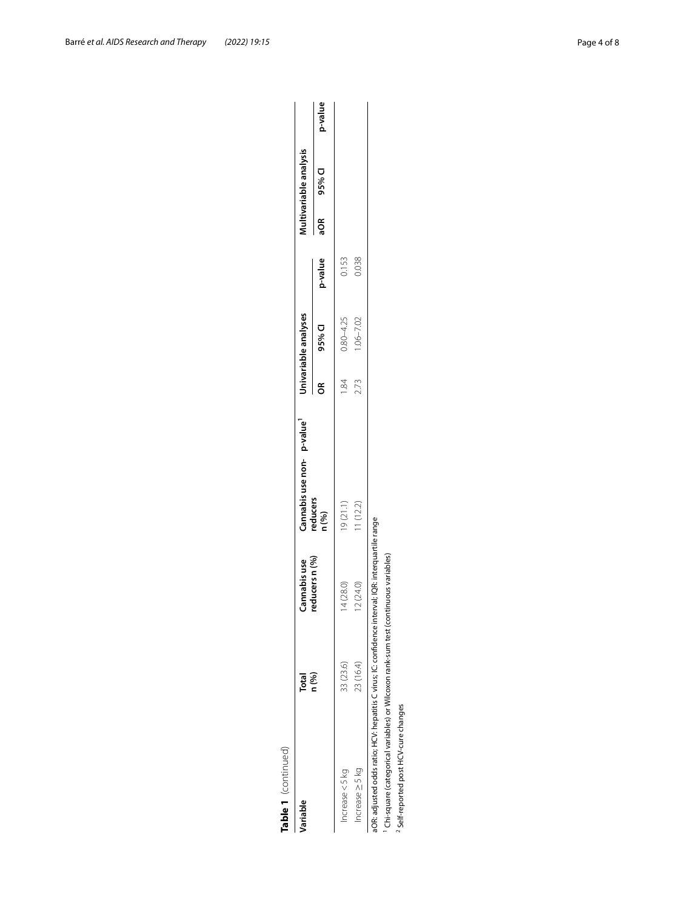**Table 1** (continued)

| Variable | Total n (%) | Cannabis use reducers n (%) | Cannabis use non-reducers n (%) | p-value[1] | Univariable analyses | | | Multivariable analysis | | |
|---|---|---|---|---|---|---|---|---|---|---|
| | | | | | OR | 95% CI | p-value | aOR | 95% CI | p-value |
| Increase < 5 kg | 33 (23.6) | 14 (28.0) | 19 (21.1) | | 1.84 | 0.80–4.25 | 0.153 | | | |
| Increase ≥ 5 kg | 23 (16.4) | 12 (24.0) | 11 (12.2) | | 2.73 | 1.06–7.02 | 0.038 | | | |

aOR: adjusted odds ratio; HCV: hepatitis C virus; IC: confidence interval; IQR: interquartile range

[1] Chi-square (categorical variables) or Wilcoxon rank-sum test (continuous variables)

[2] Self-reported post HCV-cure changes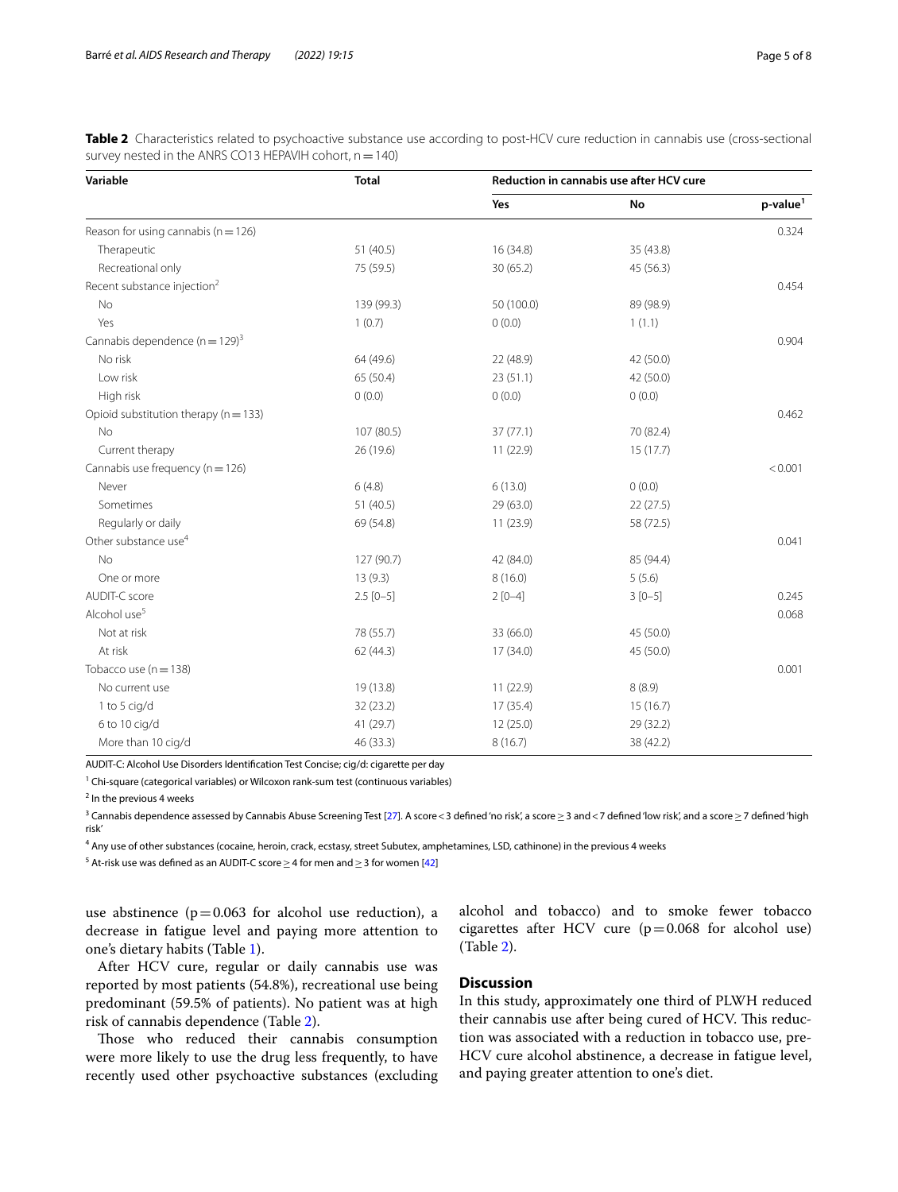**Table 2** Characteristics related to psychoactive substance use according to post-HCV cure reduction in cannabis use (cross-sectional survey nested in the ANRS CO13 HEPAVIH cohort, n = 140)

| Variable | Total | Reduction in cannabis use after HCV cure | | |
|---|---|---|---|---|
| | | Yes | No | p-value[1] |
| Reason for using cannabis (n = 126) | | | | 0.324 |
| Therapeutic | 51 (40.5) | 16 (34.8) | 35 (43.8) | |
| Recreational only | 75 (59.5) | 30 (65.2) | 45 (56.3) | |
| Recent substance injection[2] | | | | 0.454 |
| No | 139 (99.3) | 50 (100.0) | 89 (98.9) | |
| Yes | 1 (0.7) | 0 (0.0) | 1 (1.1) | |
| Cannabis dependence (n = 129)[3] | | | | 0.904 |
| No risk | 64 (49.6) | 22 (48.9) | 42 (50.0) | |
| Low risk | 65 (50.4) | 23 (51.1) | 42 (50.0) | |
| High risk | 0 (0.0) | 0 (0.0) | 0 (0.0) | |
| Opioid substitution therapy (n = 133) | | | | 0.462 |
| No | 107 (80.5) | 37 (77.1) | 70 (82.4) | |
| Current therapy | 26 (19.6) | 11 (22.9) | 15 (17.7) | |
| Cannabis use frequency (n = 126) | | | | < 0.001 |
| Never | 6 (4.8) | 6 (13.0) | 0 (0.0) | |
| Sometimes | 51 (40.5) | 29 (63.0) | 22 (27.5) | |
| Regularly or daily | 69 (54.8) | 11 (23.9) | 58 (72.5) | |
| Other substance use[4] | | | | 0.041 |
| No | 127 (90.7) | 42 (84.0) | 85 (94.4) | |
| One or more | 13 (9.3) | 8 (16.0) | 5 (5.6) | |
| AUDIT-C score | 2.5 [0–5] | 2 [0–4] | 3 [0–5] | 0.245 |
| Alcohol use[5] | | | | 0.068 |
| Not at risk | 78 (55.7) | 33 (66.0) | 45 (50.0) | |
| At risk | 62 (44.3) | 17 (34.0) | 45 (50.0) | |
| Tobacco use (n = 138) | | | | 0.001 |
| No current use | 19 (13.8) | 11 (22.9) | 8 (8.9) | |
| 1 to 5 cig/d | 32 (23.2) | 17 (35.4) | 15 (16.7) | |
| 6 to 10 cig/d | 41 (29.7) | 12 (25.0) | 29 (32.2) | |
| More than 10 cig/d | 46 (33.3) | 8 (16.7) | 38 (42.2) | |

AUDIT-C: Alcohol Use Disorders Identification Test Concise; cig/d: cigarette per day

[1] Chi-square (categorical variables) or Wilcoxon rank-sum test (continuous variables)

[2] In the previous 4 weeks

[3] Cannabis dependence assessed by Cannabis Abuse Screening Test [27]. A score < 3 defined 'no risk', a score ≥ 3 and < 7 defined 'low risk', and a score ≥ 7 defined 'high risk'

[4] Any use of other substances (cocaine, heroin, crack, ecstasy, street Subutex, amphetamines, LSD, cathinone) in the previous 4 weeks

[5] At-risk use was defined as an AUDIT-C score ≥ 4 for men and ≥ 3 for women [42]

use abstinence ($p = 0.063$ for alcohol use reduction), a decrease in fatigue level and paying more attention to one's dietary habits (Table 1).

After HCV cure, regular or daily cannabis use was reported by most patients (54.8%), recreational use being predominant (59.5% of patients). No patient was at high risk of cannabis dependence (Table 2).

Those who reduced their cannabis consumption were more likely to use the drug less frequently, to have recently used other psychoactive substances (excluding alcohol and tobacco) and to smoke fewer tobacco cigarettes after HCV cure ($p = 0.068$ for alcohol use) (Table 2).

## Discussion

In this study, approximately one third of PLWH reduced their cannabis use after being cured of HCV. This reduction was associated with a reduction in tobacco use, pre-HCV cure alcohol abstinence, a decrease in fatigue level, and paying greater attention to one's diet.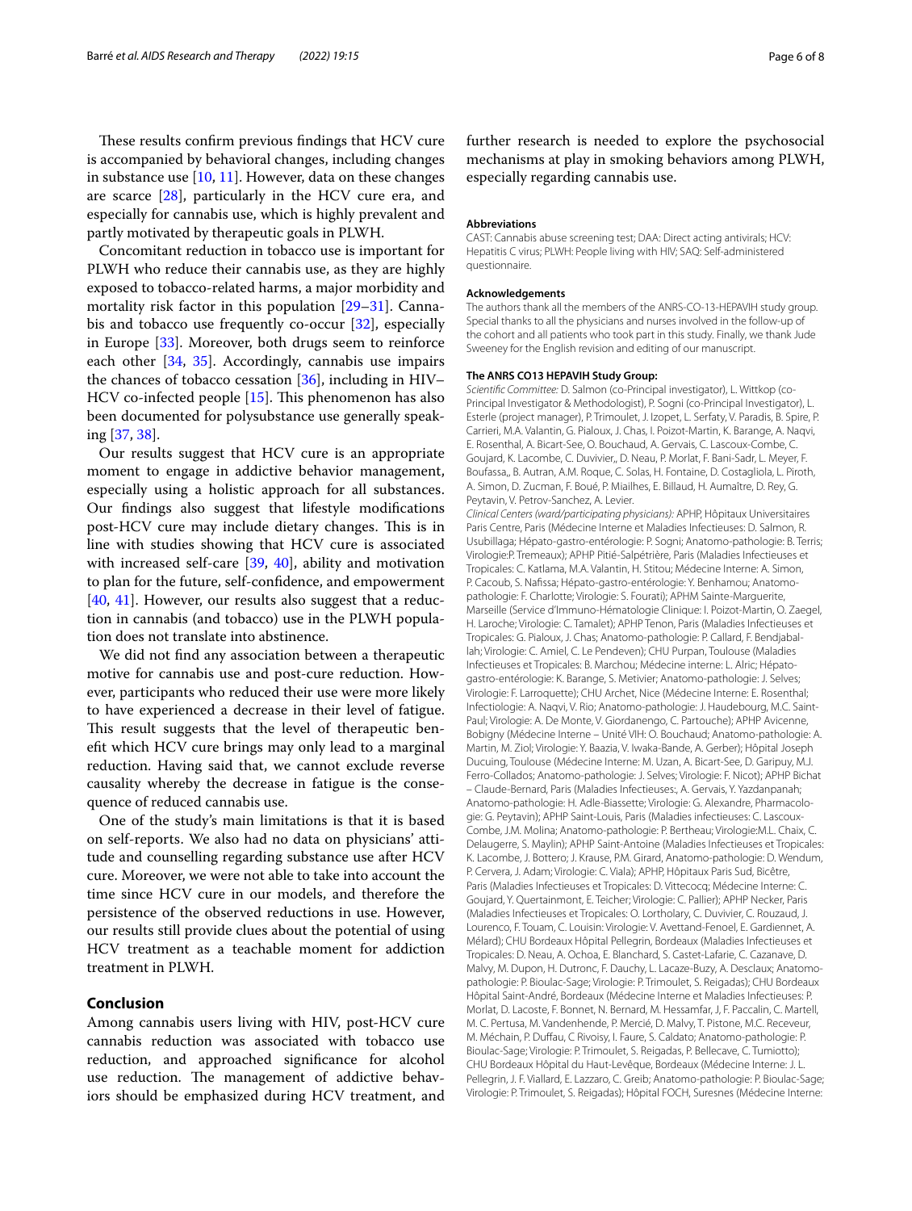These results confirm previous findings that HCV cure is accompanied by behavioral changes, including changes in substance use [10, 11]. However, data on these changes are scarce [28], particularly in the HCV cure era, and especially for cannabis use, which is highly prevalent and partly motivated by therapeutic goals in PLWH.

Concomitant reduction in tobacco use is important for PLWH who reduce their cannabis use, as they are highly exposed to tobacco-related harms, a major morbidity and mortality risk factor in this population [29–31]. Cannabis and tobacco use frequently co-occur [32], especially in Europe [33]. Moreover, both drugs seem to reinforce each other [34, 35]. Accordingly, cannabis use impairs the chances of tobacco cessation [36], including in HIV–HCV co-infected people [15]. This phenomenon has also been documented for polysubstance use generally speaking [37, 38].

Our results suggest that HCV cure is an appropriate moment to engage in addictive behavior management, especially using a holistic approach for all substances. Our findings also suggest that lifestyle modifications post-HCV cure may include dietary changes. This is in line with studies showing that HCV cure is associated with increased self-care [39, 40], ability and motivation to plan for the future, self-confidence, and empowerment [40, 41]. However, our results also suggest that a reduction in cannabis (and tobacco) use in the PLWH population does not translate into abstinence.

We did not find any association between a therapeutic motive for cannabis use and post-cure reduction. However, participants who reduced their use were more likely to have experienced a decrease in their level of fatigue. This result suggests that the level of therapeutic benefit which HCV cure brings may only lead to a marginal reduction. Having said that, we cannot exclude reverse causality whereby the decrease in fatigue is the consequence of reduced cannabis use.

One of the study's main limitations is that it is based on self-reports. We also had no data on physicians' attitude and counselling regarding substance use after HCV cure. Moreover, we were not able to take into account the time since HCV cure in our models, and therefore the persistence of the observed reductions in use. However, our results still provide clues about the potential of using HCV treatment as a teachable moment for addiction treatment in PLWH.

## Conclusion

Among cannabis users living with HIV, post-HCV cure cannabis reduction was associated with tobacco use reduction, and approached significance for alcohol use reduction. The management of addictive behaviors should be emphasized during HCV treatment, and further research is needed to explore the psychosocial mechanisms at play in smoking behaviors among PLWH, especially regarding cannabis use.

#### Abbreviations

CAST: Cannabis abuse screening test; DAA: Direct acting antivirals; HCV: Hepatitis C virus; PLWH: People living with HIV; SAQ: Self-administered questionnaire.

#### Acknowledgements

The authors thank all the members of the ANRS-CO-13-HEPAVIH study group. Special thanks to all the physicians and nurses involved in the follow-up of the cohort and all patients who took part in this study. Finally, we thank Jude Sweeney for the English revision and editing of our manuscript.

#### The ANRS CO13 HEPAVIH Study Group:

*Scientific Committee:* D. Salmon (co-Principal investigator), L. Wittkop (co-Principal Investigator & Methodologist), P. Sogni (co-Principal Investigator), L. Esterle (project manager), P. Trimoulet, J. Izopet, L. Serfaty, V. Paradis, B. Spire, P. Carrieri, M.A. Valantin, G. Pialoux, J. Chas, I. Poizot-Martin, K. Barange, A. Naqvi, E. Rosenthal, A. Bicart-See, O. Bouchaud, A. Gervais, C. Lascoux-Combe, C. Goujard, K. Lacombe, C. Duvivier,, D. Neau, P. Morlat, F. Bani-Sadr, L. Meyer, F. Boufassa,, B. Autran, A.M. Roque, C. Solas, H. Fontaine, D. Costagliola, L. Piroth, A. Simon, D. Zucman, F. Boué, P. Miailhes, E. Billaud, H. Aumaître, D. Rey, G. Peytavin, V. Petrov-Sanchez, A. Levier.

*Clinical Centers (ward/participating physicians):* APHP, Hôpitaux Universitaires Paris Centre, Paris (Médecine Interne et Maladies Infectieuses: D. Salmon, R. Usubillaga; Hépato-gastro-entérologie: P. Sogni; Anatomo-pathologie: B. Terris; Virologie:P. Tremeaux); APHP Pitié-Salpétrière, Paris (Maladies Infectieuses et Tropicales: C. Katlama, M.A. Valantin, H. Stitou; Médecine Interne: A. Simon, P. Cacoub, S. Nafissa; Hépato-gastro-entérologie: Y. Benhamou; Anatomo-pathologie: F. Charlotte; Virologie: S. Fourati); APHM Sainte-Marguerite, Marseille (Service d'Immuno-Hématologie Clinique: I. Poizot-Martin, O. Zaegel, H. Laroche; Virologie: C. Tamalet); APHP Tenon, Paris (Maladies Infectieuses et Tropicales: G. Pialoux, J. Chas; Anatomo-pathologie: P. Callard, F. Bendjaballah; Virologie: C. Amiel, C. Le Pendeven); CHU Purpan, Toulouse (Maladies Infectieuses et Tropicales: B. Marchou; Médecine interne: L. Alric; Hépato-gastro-entérologie: K. Barange, S. Metivier; Anatomo-pathologie: J. Selves; Virologie: F. Larroquette); CHU Archet, Nice (Médecine Interne: E. Rosenthal; Infectiologie: A. Naqvi, V. Rio; Anatomo-pathologie: J. Haudebourg, M.C. Saint-Paul; Virologie: A. De Monte, V. Giordanengo, C. Partouche); APHP Avicenne, Bobigny (Médecine Interne – Unité VIH: O. Bouchaud; Anatomo-pathologie: A. Martin, M. Ziol; Virologie: Y. Baazia, V. Iwaka-Bande, A. Gerber); Hôpital Joseph Ducuing, Toulouse (Médecine Interne: M. Uzan, A. Bicart-See, D. Garipuy, M.J. Ferro-Collados; Anatomo-pathologie: J. Selves; Virologie: F. Nicot); APHP Bichat – Claude-Bernard, Paris (Maladies Infectieuses:, A. Gervais, Y. Yazdanpanah; Anatomo-pathologie: H. Adle-Biassette; Virologie: G. Alexandre, Pharmacologie: G. Peytavin); APHP Saint-Louis, Paris (Maladies infectieuses: C. Lascoux-Combe, J.M. Molina; Anatomo-pathologie: P. Bertheau; Virologie:M.L. Chaix, C. Delaugerre, S. Maylin); APHP Saint-Antoine (Maladies Infectieuses et Tropicales: K. Lacombe, J. Bottero; J. Krause, P.M. Girard, Anatomo-pathologie: D. Wendum, P. Cervera, J. Adam; Virologie: C. Viala); APHP, Hôpitaux Paris Sud, Bicêtre, Paris (Maladies Infectieuses et Tropicales: D. Vittecocq; Médecine Interne: C. Goujard, Y. Quertainmont, E. Teicher; Virologie: C. Pallier); APHP Necker, Paris (Maladies Infectieuses et Tropicales: O. Lortholary, C. Duvivier, C. Rouzaud, J. Lourenco, F. Touam, C. Louisin: Virologie: V. Avettand-Fenoel, E. Gardiennet, A. Mélard); CHU Bordeaux Hôpital Pellegrin, Bordeaux (Maladies Infectieuses et Tropicales: D. Neau, A. Ochoa, E. Blanchard, S. Castet-Lafarie, C. Cazanave, D. Malvy, M. Dupon, H. Dutronc, F. Dauchy, L. Lacaze-Buzy, A. Desclaux; Anatomo-pathologie: P. Bioulac-Sage; Virologie: P. Trimoulet, S. Reigadas); CHU Bordeaux Hôpital Saint-André, Bordeaux (Médecine Interne et Maladies Infectieuses: P. Morlat, D. Lacoste, F. Bonnet, N. Bernard, M. Hessamfar, J, F. Paccalin, C. Martell, M. C. Pertusa, M. Vandenhende, P. Mercié, D. Malvy, T. Pistone, M.C. Receveur, M. Méchain, P. Duffau, C Rivoisy, I. Faure, S. Caldato; Anatomo-pathologie: P. Bioulac-Sage; Virologie: P. Trimoulet, S. Reigadas, P. Bellecave, C. Tumiotto); CHU Bordeaux Hôpital du Haut-Levêque, Bordeaux (Médecine Interne: J. L. Pellegrin, J. F. Viallard, E. Lazzaro, C. Greib; Anatomo-pathologie: P. Bioulac-Sage; Virologie: P. Trimoulet, S. Reigadas); Hôpital FOCH, Suresnes (Médecine Interne: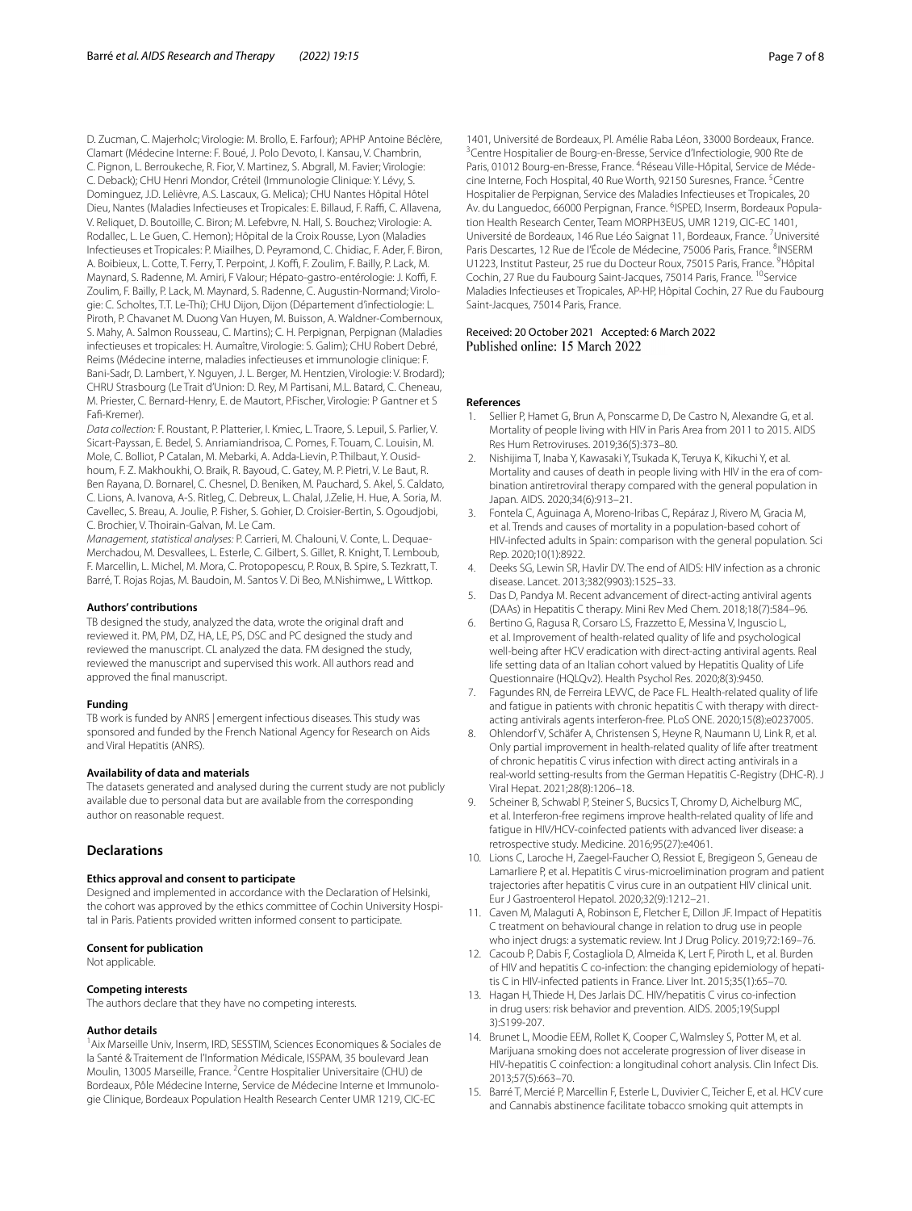D. Zucman, C. Majerholc; Virologie: M. Brollo, E. Farfour); APHP Antoine Béclère, Clamart (Médecine Interne: F. Boué, J. Polo Devoto, I. Kansau, V. Chambrin, C. Pignon, L. Berroukeche, R. Fior, V. Martinez, S. Abgrall, M. Favier; Virologie: C. Deback); CHU Henri Mondor, Créteil (Immunologie Clinique: Y. Lévy, S. Dominguez, J.D. Lelièvre, A.S. Lascaux, G. Melica); CHU Nantes Hôpital Hôtel Dieu, Nantes (Maladies Infectieuses et Tropicales: E. Billaud, F. Raffi, C. Allavena, V. Reliquet, D. Boutoille, C. Biron; M. Lefebvre, N. Hall, S. Bouchez; Virologie: A. Rodallec, L. Le Guen, C. Hemon); Hôpital de la Croix Rousse, Lyon (Maladies Infectieuses et Tropicales: P. Miailhes, D. Peyramond, C. Chidiac, F. Ader, F. Biron, A. Boibieux, L. Cotte, T. Ferry, T. Perpoint, J. Koffi, F. Zoulim, F. Bailly, P. Lack, M. Maynard, S. Radenne, M. Amiri, F Valour; Hépato-gastro-entérologie: J. Koffi, F. Zoulim, F. Bailly, P. Lack, M. Maynard, S. Radenne, C. Augustin-Normand; Virologie: C. Scholtes, T.T. Le-Thi); CHU Dijon, Dijon (Département d'infectiologie: L. Piroth, P. Chavanet M. Duong Van Huyen, M. Buisson, A. Waldner-Combernoux, S. Mahy, A. Salmon Rousseau, C. Martins); C. H. Perpignan, Perpignan (Maladies infectieuses et tropicales: H. Aumaître, Virologie: S. Galim); CHU Robert Debré, Reims (Médecine interne, maladies infectieuses et immunologie clinique: F. Bani-Sadr, D. Lambert, Y. Nguyen, J. L. Berger, M. Hentzien, Virologie: V. Brodard); CHRU Strasbourg (Le Trait d'Union: D. Rey, M Partisani, M.L. Batard, C. Cheneau, M. Priester, C. Bernard-Henry, E. de Mautort, P.Fischer, Virologie: P Gantner et S Fafi-Kremer).

*Data collection:* F. Roustant, P. Platterier, I. Kmiec, L. Traore, S. Lepuil, S. Parlier, V. Sicart-Payssan, E. Bedel, S. Anriamiandrisoa, C. Pomes, F. Touam, C. Louisin, M. Mole, C. Bolliot, P Catalan, M. Mebarki, A. Adda-Lievin, P. Thilbaut, Y. Ousidhoum, F. Z. Makhoukhi, O. Braik, R. Bayoud, C. Gatey, M. P. Pietri, V. Le Baut, R. Ben Rayana, D. Bornarel, C. Chesnel, D. Beniken, M. Pauchard, S. Akel, S. Caldato, C. Lions, A. Ivanova, A-S. Ritleg, C. Debreux, L. Chalal, J.Zelie, H. Hue, A. Soria, M. Cavellec, S. Breau, A. Joulie, P. Fisher, S. Gohier, D. Croisier-Bertin, S. Ogoudjobi, C. Brochier, V. Thoirain-Galvan, M. Le Cam.

*Management, statistical analyses:* P. Carrieri, M. Chalouni, V. Conte, L. Dequae-Merchadou, M. Desvallees, L. Esterle, C. Gilbert, S. Gillet, R. Knight, T. Lemboub, F. Marcellin, L. Michel, M. Mora, C. Protopopescu, P. Roux, B. Spire, S. Tezkratt, T. Barré, T. Rojas Rojas, M. Baudoin, M. Santos V. Di Beo, M.Nishimwe,, L Wittkop.

#### Authors' contributions

TB designed the study, analyzed the data, wrote the original draft and reviewed it. PM, PM, DZ, HA, LE, PS, DSC and PC designed the study and reviewed the manuscript. CL analyzed the data. FM designed the study, reviewed the manuscript and supervised this work. All authors read and approved the final manuscript.

#### Funding

TB work is funded by ANRS | emergent infectious diseases. This study was sponsored and funded by the French National Agency for Research on Aids and Viral Hepatitis (ANRS).

#### Availability of data and materials

The datasets generated and analysed during the current study are not publicly available due to personal data but are available from the corresponding author on reasonable request.

## Declarations

#### Ethics approval and consent to participate

Designed and implemented in accordance with the Declaration of Helsinki, the cohort was approved by the ethics committee of Cochin University Hospital in Paris. Patients provided written informed consent to participate.

#### Consent for publication

Not applicable.

#### Competing interests

The authors declare that they have no competing interests.

#### Author details

[1]Aix Marseille Univ, Inserm, IRD, SESSTIM, Sciences Economiques & Sociales de la Santé & Traitement de l'Information Médicale, ISSPAM, 35 boulevard Jean Moulin, 13005 Marseille, France. [2]Centre Hospitalier Universitaire (CHU) de Bordeaux, Pôle Médecine Interne, Service de Médecine Interne et Immunologie Clinique, Bordeaux Population Health Research Center UMR 1219, CIC-EC 1401, Université de Bordeaux, Pl. Amélie Raba Léon, 33000 Bordeaux, France. [3]Centre Hospitalier de Bourg-en-Bresse, Service d'Infectiologie, 900 Rte de Paris, 01012 Bourg-en-Bresse, France. [4]Réseau Ville-Hôpital, Service de Médecine Interne, Foch Hospital, 40 Rue Worth, 92150 Suresnes, France. [5]Centre Hospitalier de Perpignan, Service des Maladies Infectieuses et Tropicales, 20 Av. du Languedoc, 66000 Perpignan, France. [6]ISPED, Inserm, Bordeaux Population Health Research Center, Team MORPH3EUS, UMR 1219, CIC-EC 1401, Université de Bordeaux, 146 Rue Léo Saignat 11, Bordeaux, France. [7]Université Paris Descartes, 12 Rue de l'École de Médecine, 75006 Paris, France. [8]INSERM U1223, Institut Pasteur, 25 rue du Docteur Roux, 75015 Paris, France. [9]Hôpital Cochin, 27 Rue du Faubourg Saint-Jacques, 75014 Paris, France. [10]Service Maladies Infectieuses et Tropicales, AP-HP, Hôpital Cochin, 27 Rue du Faubourg Saint-Jacques, 75014 Paris, France.

Received: 20 October 2021 Accepted: 6 March 2022
Published online: 15 March 2022

#### References

1. Sellier P, Hamet G, Brun A, Ponscarme D, De Castro N, Alexandre G, et al. Mortality of people living with HIV in Paris Area from 2011 to 2015. AIDS Res Hum Retroviruses. 2019;36(5):373–80.
2. Nishijima T, Inaba Y, Kawasaki Y, Tsukada K, Teruya K, Kikuchi Y, et al. Mortality and causes of death in people living with HIV in the era of combination antiretroviral therapy compared with the general population in Japan. AIDS. 2020;34(6):913–21.
3. Fontela C, Aguinaga A, Moreno-Iribas C, Repáraz J, Rivero M, Gracia M, et al. Trends and causes of mortality in a population-based cohort of HIV-infected adults in Spain: comparison with the general population. Sci Rep. 2020;10(1):8922.
4. Deeks SG, Lewin SR, Havlir DV. The end of AIDS: HIV infection as a chronic disease. Lancet. 2013;382(9903):1525–33.
5. Das D, Pandya M. Recent advancement of direct-acting antiviral agents (DAAs) in Hepatitis C therapy. Mini Rev Med Chem. 2018;18(7):584–96.
6. Bertino G, Ragusa R, Corsaro LS, Frazzetto E, Messina V, Inguscio L, et al. Improvement of health-related quality of life and psychological well-being after HCV eradication with direct-acting antiviral agents. Real life setting data of an Italian cohort valued by Hepatitis Quality of Life Questionnaire (HQLQv2). Health Psychol Res. 2020;8(3):9450.
7. Fagundes RN, de Ferreira LEVVC, de Pace FL. Health-related quality of life and fatigue in patients with chronic hepatitis C with therapy with direct-acting antivirals agents interferon-free. PLoS ONE. 2020;15(8):e0237005.
8. Ohlendorf V, Schäfer A, Christensen S, Heyne R, Naumann U, Link R, et al. Only partial improvement in health-related quality of life after treatment of chronic hepatitis C virus infection with direct acting antivirals in a real-world setting-results from the German Hepatitis C-Registry (DHC-R). J Viral Hepat. 2021;28(8):1206–18.
9. Scheiner B, Schwabl P, Steiner S, Bucsics T, Chromy D, Aichelburg MC, et al. Interferon-free regimens improve health-related quality of life and fatigue in HIV/HCV-coinfected patients with advanced liver disease: a retrospective study. Medicine. 2016;95(27):e4061.
10. Lions C, Laroche H, Zaegel-Faucher O, Ressiot E, Bregigeon S, Geneau de Lamarliere P, et al. Hepatitis C virus-microelimination program and patient trajectories after hepatitis C virus cure in an outpatient HIV clinical unit. Eur J Gastroenterol Hepatol. 2020;32(9):1212–21.
11. Caven M, Malaguti A, Robinson E, Fletcher E, Dillon JF. Impact of Hepatitis C treatment on behavioural change in relation to drug use in people who inject drugs: a systematic review. Int J Drug Policy. 2019;72:169–76.
12. Cacoub P, Dabis F, Costagliola D, Almeida K, Lert F, Piroth L, et al. Burden of HIV and hepatitis C co-infection: the changing epidemiology of hepatitis C in HIV-infected patients in France. Liver Int. 2015;35(1):65–70.
13. Hagan H, Thiede H, Des Jarlais DC. HIV/hepatitis C virus co-infection in drug users: risk behavior and prevention. AIDS. 2005;19(Suppl 3):S199-207.
14. Brunet L, Moodie EEM, Rollet K, Cooper C, Walmsley S, Potter M, et al. Marijuana smoking does not accelerate progression of liver disease in HIV-hepatitis C coinfection: a longitudinal cohort analysis. Clin Infect Dis. 2013;57(5):663–70.
15. Barré T, Mercié P, Marcellin F, Esterle L, Duvivier C, Teicher E, et al. HCV cure and Cannabis abstinence facilitate tobacco smoking quit attempts in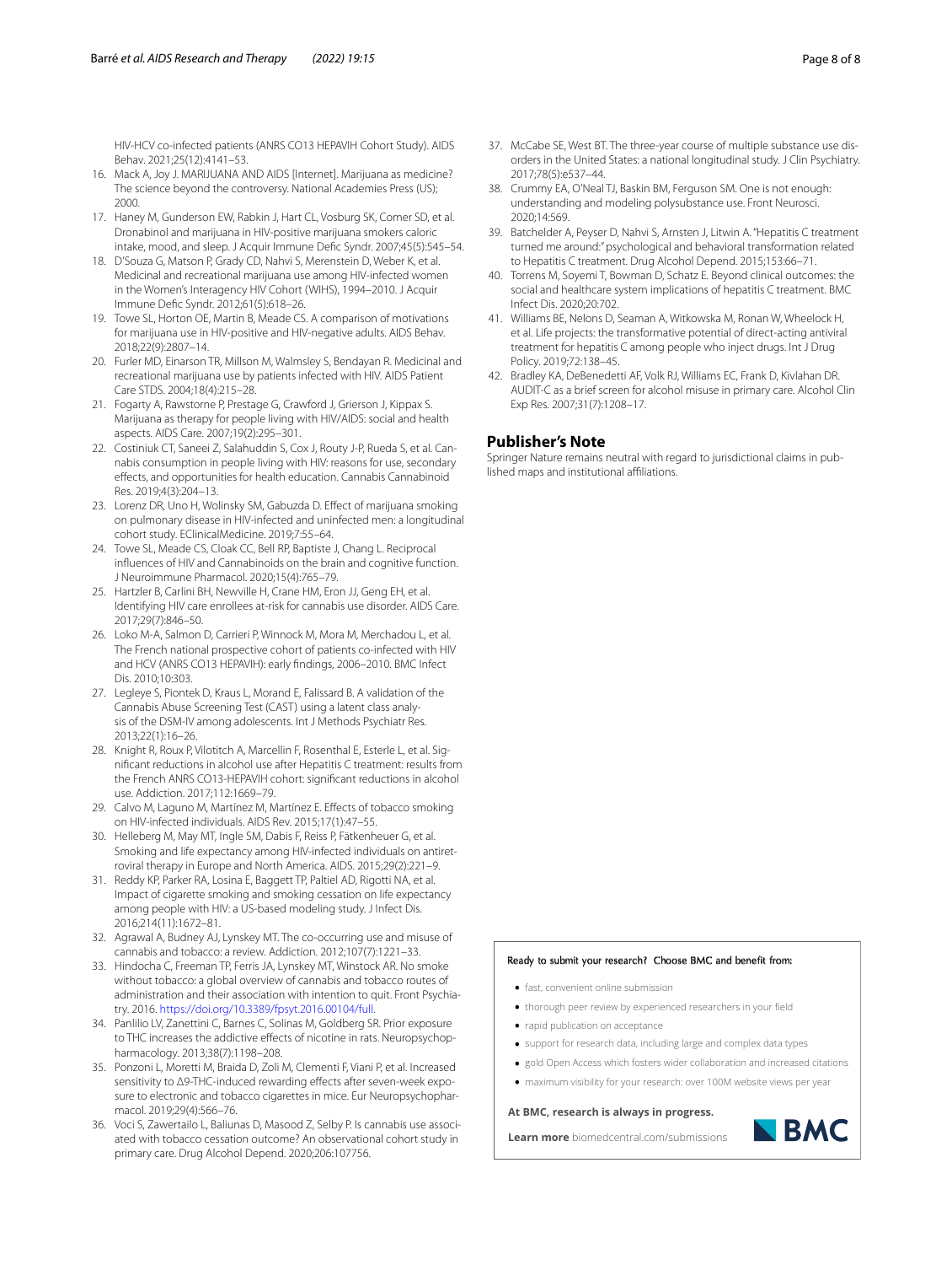HIV-HCV co-infected patients (ANRS CO13 HEPAVIH Cohort Study). AIDS Behav. 2021;25(12):4141–53.

16. Mack A, Joy J. MARIJUANA AND AIDS [Internet]. Marijuana as medicine? The science beyond the controversy. National Academies Press (US); 2000.
17. Haney M, Gunderson EW, Rabkin J, Hart CL, Vosburg SK, Comer SD, et al. Dronabinol and marijuana in HIV-positive marijuana smokers caloric intake, mood, and sleep. J Acquir Immune Defic Syndr. 2007;45(5):545–54.
18. D'Souza G, Matson P, Grady CD, Nahvi S, Merenstein D, Weber K, et al. Medicinal and recreational marijuana use among HIV-infected women in the Women's Interagency HIV Cohort (WIHS), 1994–2010. J Acquir Immune Defic Syndr. 2012;61(5):618–26.
19. Towe SL, Horton OE, Martin B, Meade CS. A comparison of motivations for marijuana use in HIV-positive and HIV-negative adults. AIDS Behav. 2018;22(9):2807–14.
20. Furler MD, Einarson TR, Millson M, Walmsley S, Bendayan R. Medicinal and recreational marijuana use by patients infected with HIV. AIDS Patient Care STDS. 2004;18(4):215–28.
21. Fogarty A, Rawstorne P, Prestage G, Crawford J, Grierson J, Kippax S. Marijuana as therapy for people living with HIV/AIDS: social and health aspects. AIDS Care. 2007;19(2):295–301.
22. Costiniuk CT, Saneei Z, Salahuddin S, Cox J, Routy J-P, Rueda S, et al. Cannabis consumption in people living with HIV: reasons for use, secondary effects, and opportunities for health education. Cannabis Cannabinoid Res. 2019;4(3):204–13.
23. Lorenz DR, Uno H, Wolinsky SM, Gabuzda D. Effect of marijuana smoking on pulmonary disease in HIV-infected and uninfected men: a longitudinal cohort study. EClinicalMedicine. 2019;7:55–64.
24. Towe SL, Meade CS, Cloak CC, Bell RP, Baptiste J, Chang L. Reciprocal influences of HIV and Cannabinoids on the brain and cognitive function. J Neuroimmune Pharmacol. 2020;15(4):765–79.
25. Hartzler B, Carlini BH, Newville H, Crane HM, Eron JJ, Geng EH, et al. Identifying HIV care enrollees at-risk for cannabis use disorder. AIDS Care. 2017;29(7):846–50.
26. Loko M-A, Salmon D, Carrieri P, Winnock M, Mora M, Merchadou L, et al. The French national prospective cohort of patients co-infected with HIV and HCV (ANRS CO13 HEPAVIH): early findings, 2006–2010. BMC Infect Dis. 2010;10:303.
27. Legleye S, Piontek D, Kraus L, Morand E, Falissard B. A validation of the Cannabis Abuse Screening Test (CAST) using a latent class analysis of the DSM-IV among adolescents. Int J Methods Psychiatr Res. 2013;22(1):16–26.
28. Knight R, Roux P, Vilotitch A, Marcellin F, Rosenthal E, Esterle L, et al. Significant reductions in alcohol use after Hepatitis C treatment: results from the French ANRS CO13-HEPAVIH cohort: significant reductions in alcohol use. Addiction. 2017;112:1669–79.
29. Calvo M, Laguno M, Martínez M, Martínez E. Effects of tobacco smoking on HIV-infected individuals. AIDS Rev. 2015;17(1):47–55.
30. Helleberg M, May MT, Ingle SM, Dabis F, Reiss P, Fätkenheuer G, et al. Smoking and life expectancy among HIV-infected individuals on antiretroviral therapy in Europe and North America. AIDS. 2015;29(2):221–9.
31. Reddy KP, Parker RA, Losina E, Baggett TP, Paltiel AD, Rigotti NA, et al. Impact of cigarette smoking and smoking cessation on life expectancy among people with HIV: a US-based modeling study. J Infect Dis. 2016;214(11):1672–81.
32. Agrawal A, Budney AJ, Lynskey MT. The co-occurring use and misuse of cannabis and tobacco: a review. Addiction. 2012;107(7):1221–33.
33. Hindocha C, Freeman TP, Ferris JA, Lynskey MT, Winstock AR. No smoke without tobacco: a global overview of cannabis and tobacco routes of administration and their association with intention to quit. Front Psychiatry. 2016. https://doi.org/10.3389/fpsyt.2016.00104/full.
34. Panlilio LV, Zanettini C, Barnes C, Solinas M, Goldberg SR. Prior exposure to THC increases the addictive effects of nicotine in rats. Neuropsychopharmacology. 2013;38(7):1198–208.
35. Ponzoni L, Moretti M, Braida D, Zoli M, Clementi F, Viani P, et al. Increased sensitivity to Δ9-THC-induced rewarding effects after seven-week exposure to electronic and tobacco cigarettes in mice. Eur Neuropsychopharmacol. 2019;29(4):566–76.
36. Voci S, Zawertailo L, Baliunas D, Masood Z, Selby P. Is cannabis use associated with tobacco cessation outcome? An observational cohort study in primary care. Drug Alcohol Depend. 2020;206:107756.
37. McCabe SE, West BT. The three-year course of multiple substance use disorders in the United States: a national longitudinal study. J Clin Psychiatry. 2017;78(5):e537–44.
38. Crummy EA, O'Neal TJ, Baskin BM, Ferguson SM. One is not enough: understanding and modeling polysubstance use. Front Neurosci. 2020;14:569.
39. Batchelder A, Peyser D, Nahvi S, Arnsten J, Litwin A. "Hepatitis C treatment turned me around:" psychological and behavioral transformation related to Hepatitis C treatment. Drug Alcohol Depend. 2015;153:66–71.
40. Torrens M, Soyemi T, Bowman D, Schatz E. Beyond clinical outcomes: the social and healthcare system implications of hepatitis C treatment. BMC Infect Dis. 2020;20:702.
41. Williams BE, Nelons D, Seaman A, Witkowska M, Ronan W, Wheelock H, et al. Life projects: the transformative potential of direct-acting antiviral treatment for hepatitis C among people who inject drugs. Int J Drug Policy. 2019;72:138–45.
42. Bradley KA, DeBenedetti AF, Volk RJ, Williams EC, Frank D, Kivlahan DR. AUDIT-C as a brief screen for alcohol misuse in primary care. Alcohol Clin Exp Res. 2007;31(7):1208–17.

## Publisher's Note

Springer Nature remains neutral with regard to jurisdictional claims in published maps and institutional affiliations.

Ready to submit your research? Choose BMC and benefit from:

- fast, convenient online submission
- thorough peer review by experienced researchers in your field
- rapid publication on acceptance
- support for research data, including large and complex data types
- gold Open Access which fosters wider collaboration and increased citations
- maximum visibility for your research: over 100M website views per year

**At BMC, research is always in progress.**

**Learn more** biomedcentral.com/submissions

BMC